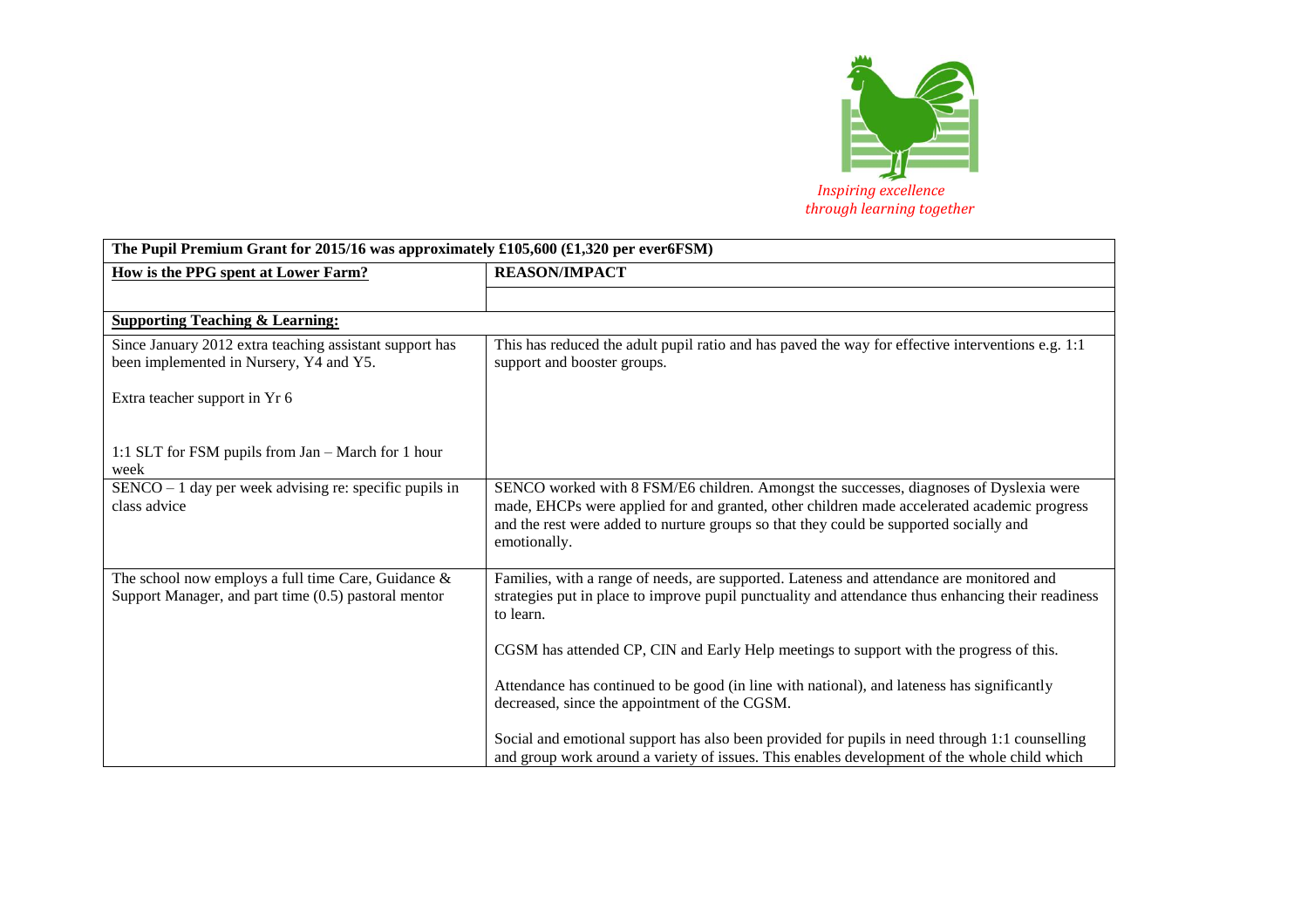*Inspiring excellence through learning together*

| **The Pupil Premium Grant for 2015/16 was approximately £105,600 (£1,320 per ever6FSM)** | |
|---|---|
| **How is the PPG spent at Lower Farm?** | **REASON/IMPACT** |
| | |
| **Supporting Teaching & Learning:** | |
| Since January 2012 extra teaching assistant support has been implemented in Nursery, Y4 and Y5.<br><br>Extra teacher support in Yr 6<br><br>1:1 SLT for FSM pupils from Jan – March for 1 hour week | This has reduced the adult pupil ratio and has paved the way for effective interventions e.g. 1:1 support and booster groups. |
| SENCO – 1 day per week advising re: specific pupils in class advice | SENCO worked with 8 FSM/E6 children. Amongst the successes, diagnoses of Dyslexia were made, EHCPs were applied for and granted, other children made accelerated academic progress and the rest were added to nurture groups so that they could be supported socially and emotionally. |
| The school now employs a full time Care, Guidance & Support Manager, and part time (0.5) pastoral mentor | Families, with a range of needs, are supported. Lateness and attendance are monitored and strategies put in place to improve pupil punctuality and attendance thus enhancing their readiness to learn.<br><br>CGSM has attended CP, CIN and Early Help meetings to support with the progress of this.<br><br>Attendance has continued to be good (in line with national), and lateness has significantly decreased, since the appointment of the CGSM.<br><br>Social and emotional support has also been provided for pupils in need through 1:1 counselling and group work around a variety of issues. This enables development of the whole child which |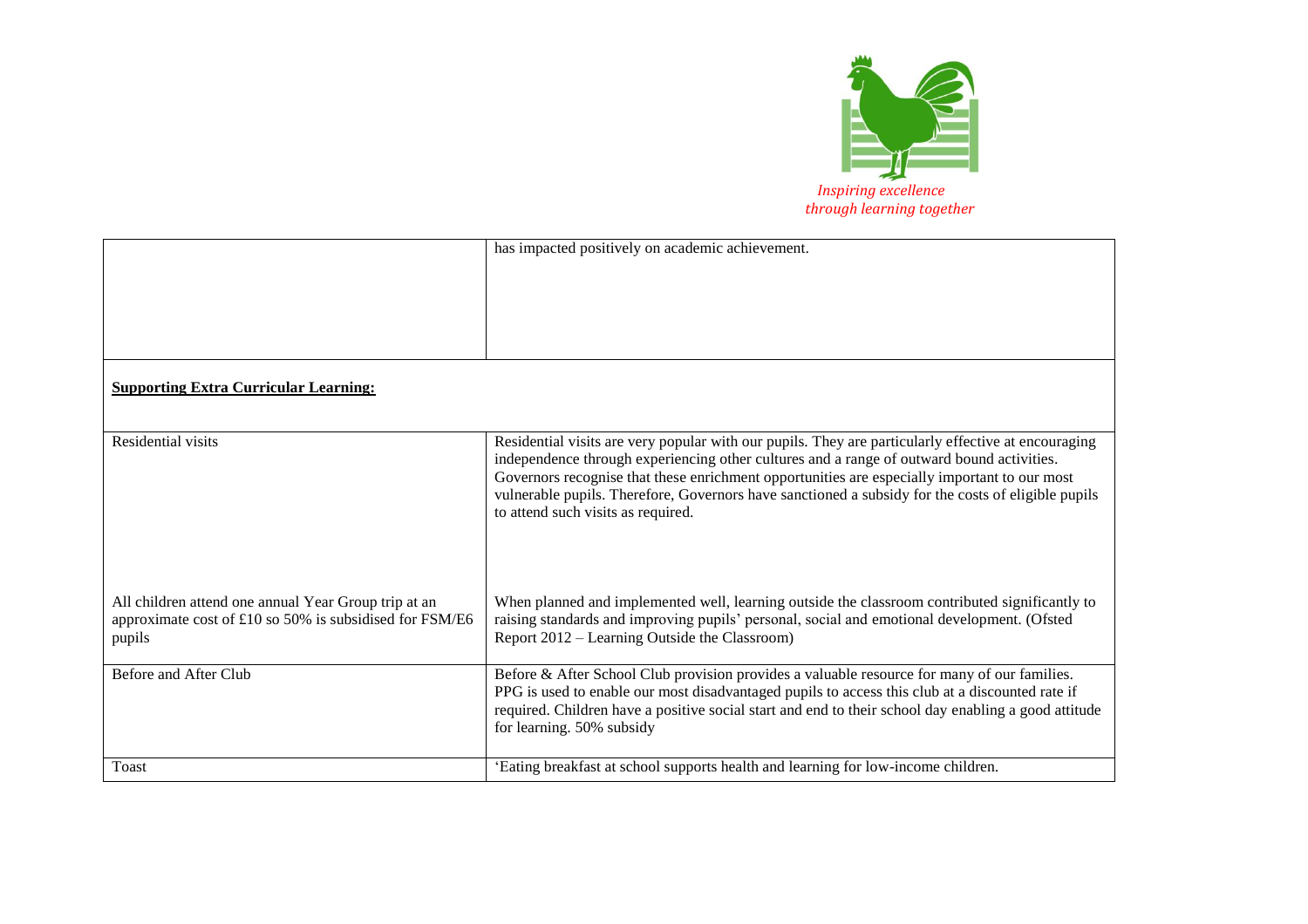| | |
|---|---|
| | has impacted positively on academic achievement. |
| **Supporting Extra Curricular Learning:** | |
| Residential visits | Residential visits are very popular with our pupils. They are particularly effective at encouraging independence through experiencing other cultures and a range of outward bound activities. Governors recognise that these enrichment opportunities are especially important to our most vulnerable pupils. Therefore, Governors have sanctioned a subsidy for the costs of eligible pupils to attend such visits as required. |
| All children attend one annual Year Group trip at an approximate cost of £10 so 50% is subsidised for FSM/E6 pupils | When planned and implemented well, learning outside the classroom contributed significantly to raising standards and improving pupils' personal, social and emotional development. (Ofsted Report 2012 – Learning Outside the Classroom) |
| Before and After Club | Before & After School Club provision provides a valuable resource for many of our families. PPG is used to enable our most disadvantaged pupils to access this club at a discounted rate if required. Children have a positive social start and end to their school day enabling a good attitude for learning. 50% subsidy |
| Toast | 'Eating breakfast at school supports health and learning for low-income children. |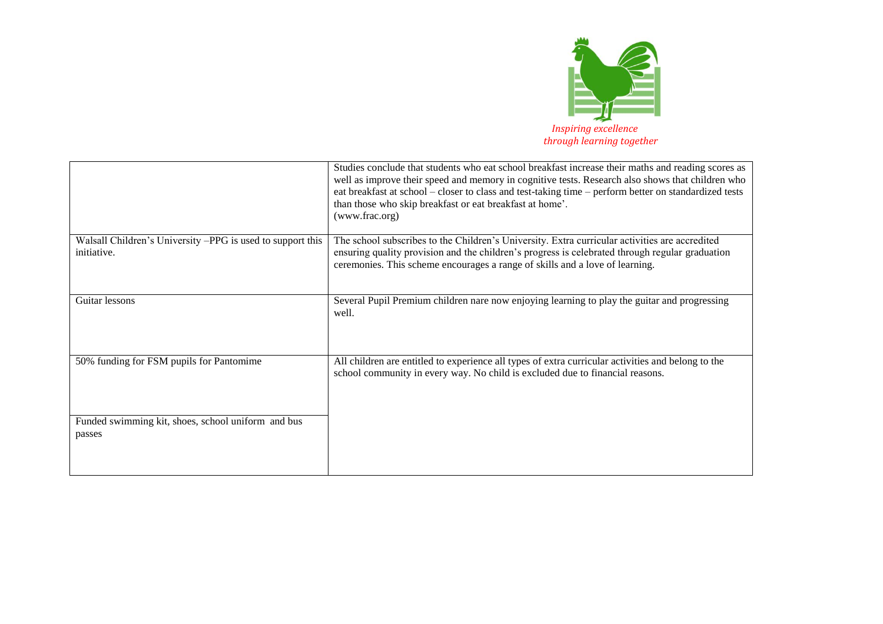*Inspiring excellence through learning together*

| | |
|---|---|
| | Studies conclude that students who eat school breakfast increase their maths and reading scores as well as improve their speed and memory in cognitive tests. Research also shows that children who eat breakfast at school – closer to class and test-taking time – perform better on standardized tests than those who skip breakfast or eat breakfast at home'. (www.frac.org) |
| Walsall Children's University –PPG is used to support this initiative. | The school subscribes to the Children's University. Extra curricular activities are accredited ensuring quality provision and the children's progress is celebrated through regular graduation ceremonies. This scheme encourages a range of skills and a love of learning. |
| Guitar lessons | Several Pupil Premium children nare now enjoying learning to play the guitar and progressing well. |
| 50% funding for FSM pupils for Pantomime<br><br>Funded swimming kit, shoes, school uniform and bus passes | All children are entitled to experience all types of extra curricular activities and belong to the school community in every way. No child is excluded due to financial reasons. |